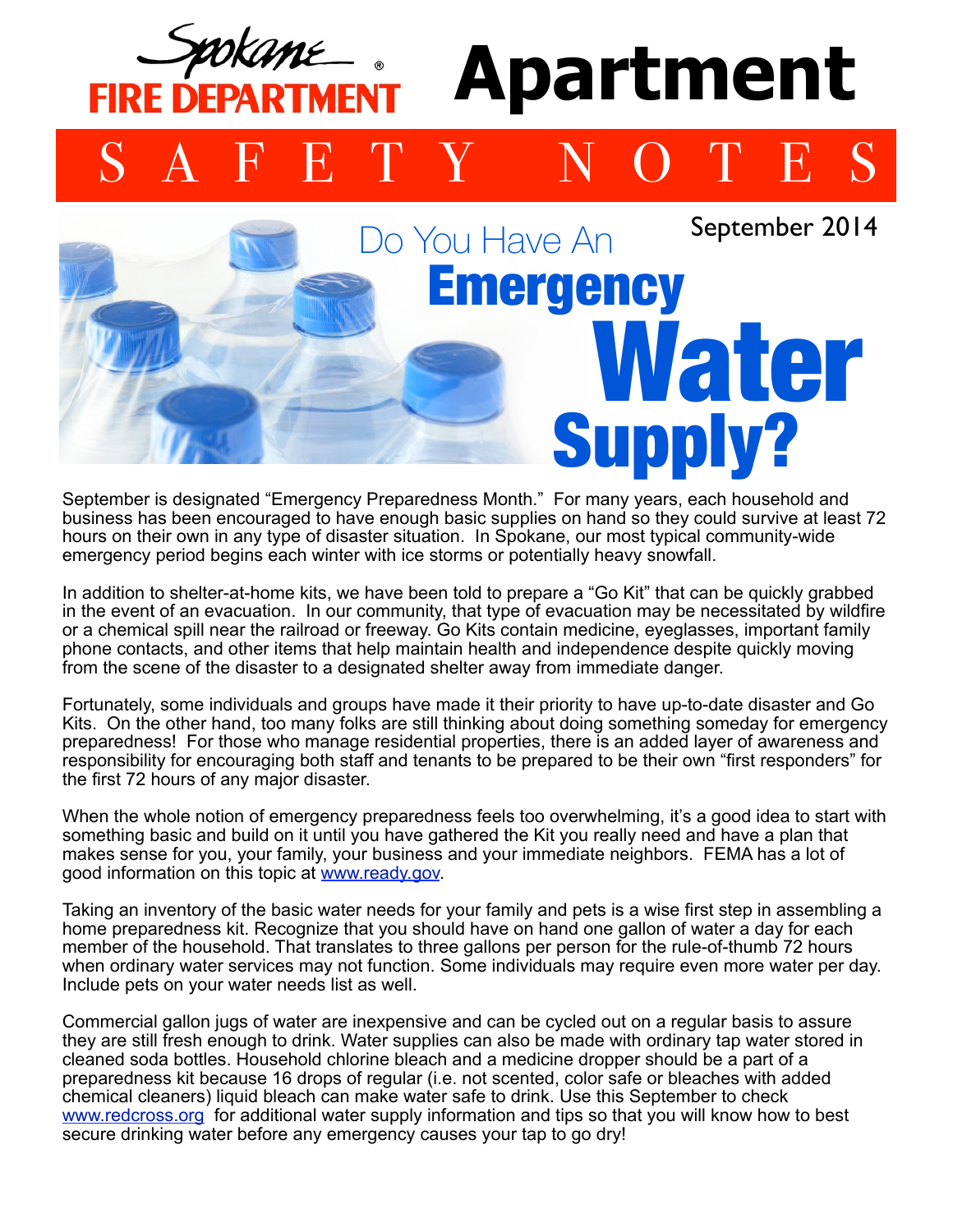**Spokane FIRE DEPARTMENT**

# Apartment

## SAFETY NOTES

September 2014

# Do You Have An Emergency Water Supply?

September is designated "Emergency Preparedness Month." For many years, each household and business has been encouraged to have enough basic supplies on hand so they could survive at least 72 hours on their own in any type of disaster situation. In Spokane, our most typical community-wide emergency period begins each winter with ice storms or potentially heavy snowfall.

In addition to shelter-at-home kits, we have been told to prepare a "Go Kit" that can be quickly grabbed in the event of an evacuation. In our community, that type of evacuation may be necessitated by wildfire or a chemical spill near the railroad or freeway. Go Kits contain medicine, eyeglasses, important family phone contacts, and other items that help maintain health and independence despite quickly moving from the scene of the disaster to a designated shelter away from immediate danger.

Fortunately, some individuals and groups have made it their priority to have up-to-date disaster and Go Kits. On the other hand, too many folks are still thinking about doing something someday for emergency preparedness! For those who manage residential properties, there is an added layer of awareness and responsibility for encouraging both staff and tenants to be prepared to be their own "first responders" for the first 72 hours of any major disaster.

When the whole notion of emergency preparedness feels too overwhelming, it's a good idea to start with something basic and build on it until you have gathered the Kit you really need and have a plan that makes sense for you, your family, your business and your immediate neighbors. FEMA has a lot of good information on this topic at www.ready.gov.

Taking an inventory of the basic water needs for your family and pets is a wise first step in assembling a home preparedness kit. Recognize that you should have on hand one gallon of water a day for each member of the household. That translates to three gallons per person for the rule-of-thumb 72 hours when ordinary water services may not function. Some individuals may require even more water per day. Include pets on your water needs list as well.

Commercial gallon jugs of water are inexpensive and can be cycled out on a regular basis to assure they are still fresh enough to drink. Water supplies can also be made with ordinary tap water stored in cleaned soda bottles. Household chlorine bleach and a medicine dropper should be a part of a preparedness kit because 16 drops of regular (i.e. not scented, color safe or bleaches with added chemical cleaners) liquid bleach can make water safe to drink. Use this September to check www.redcross.org for additional water supply information and tips so that you will know how to best secure drinking water before any emergency causes your tap to go dry!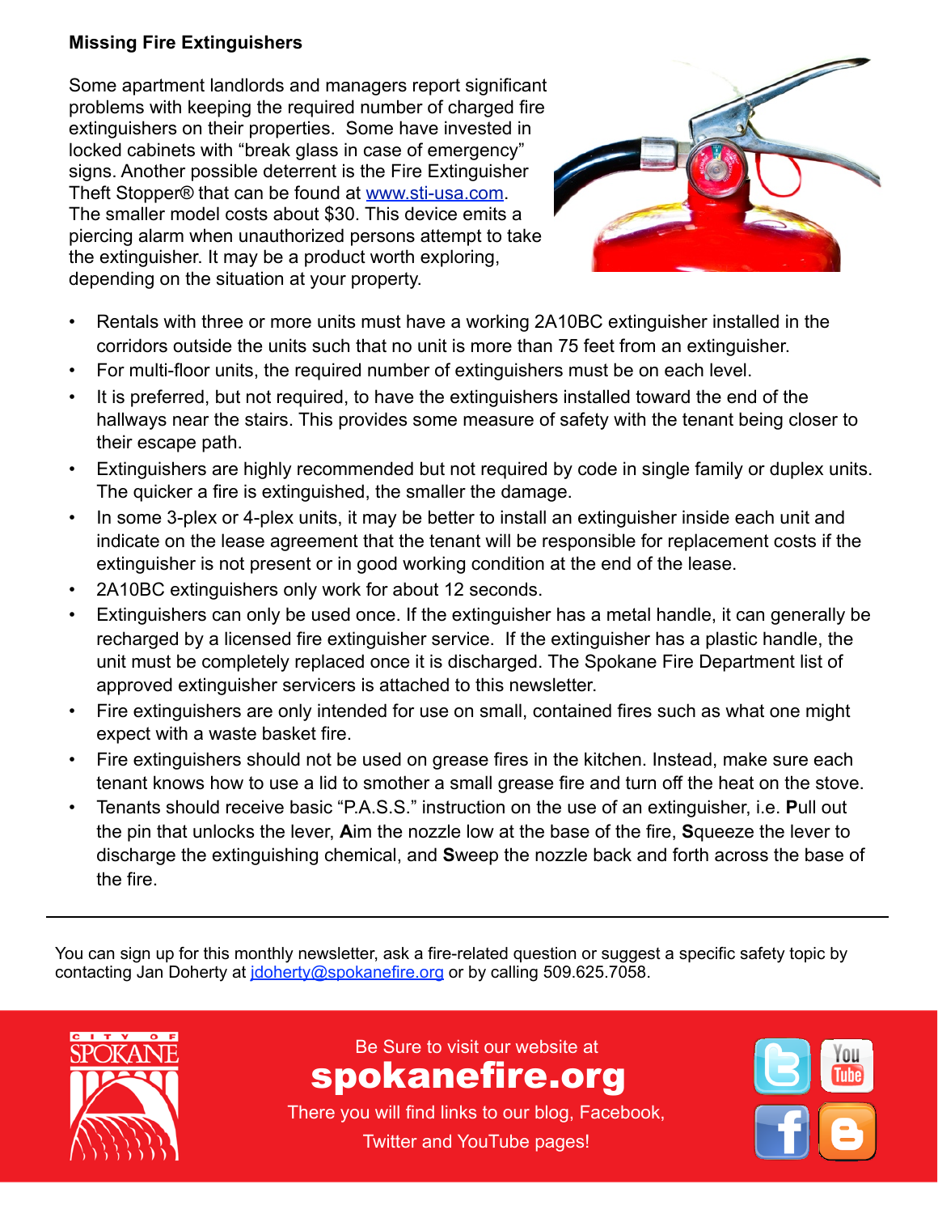**Missing Fire Extinguishers**

Some apartment landlords and managers report significant problems with keeping the required number of charged fire extinguishers on their properties. Some have invested in locked cabinets with "break glass in case of emergency" signs. Another possible deterrent is the Fire Extinguisher Theft Stopper® that can be found at www.sti-usa.com. The smaller model costs about $30. This device emits a piercing alarm when unauthorized persons attempt to take the extinguisher. It may be a product worth exploring, depending on the situation at your property.

- Rentals with three or more units must have a working 2A10BC extinguisher installed in the corridors outside the units such that no unit is more than 75 feet from an extinguisher.
- For multi-floor units, the required number of extinguishers must be on each level.
- It is preferred, but not required, to have the extinguishers installed toward the end of the hallways near the stairs. This provides some measure of safety with the tenant being closer to their escape path.
- Extinguishers are highly recommended but not required by code in single family or duplex units. The quicker a fire is extinguished, the smaller the damage.
- In some 3-plex or 4-plex units, it may be better to install an extinguisher inside each unit and indicate on the lease agreement that the tenant will be responsible for replacement costs if the extinguisher is not present or in good working condition at the end of the lease.
- 2A10BC extinguishers only work for about 12 seconds.
- Extinguishers can only be used once. If the extinguisher has a metal handle, it can generally be recharged by a licensed fire extinguisher service. If the extinguisher has a plastic handle, the unit must be completely replaced once it is discharged. The Spokane Fire Department list of approved extinguisher servicers is attached to this newsletter.
- Fire extinguishers are only intended for use on small, contained fires such as what one might expect with a waste basket fire.
- Fire extinguishers should not be used on grease fires in the kitchen. Instead, make sure each tenant knows how to use a lid to smother a small grease fire and turn off the heat on the stove.
- Tenants should receive basic "P.A.S.S." instruction on the use of an extinguisher, i.e. **P**ull out the pin that unlocks the lever, **A**im the nozzle low at the base of the fire, **S**queeze the lever to discharge the extinguishing chemical, and **S**weep the nozzle back and forth across the base of the fire.

---

You can sign up for this monthly newsletter, ask a fire-related question or suggest a specific safety topic by contacting Jan Doherty at jdoherty@spokanefire.org or by calling 509.625.7058.

CITY OF SPOKANE

Be Sure to visit our website at

**spokanefire.org**

There you will find links to our blog, Facebook, Twitter and YouTube pages!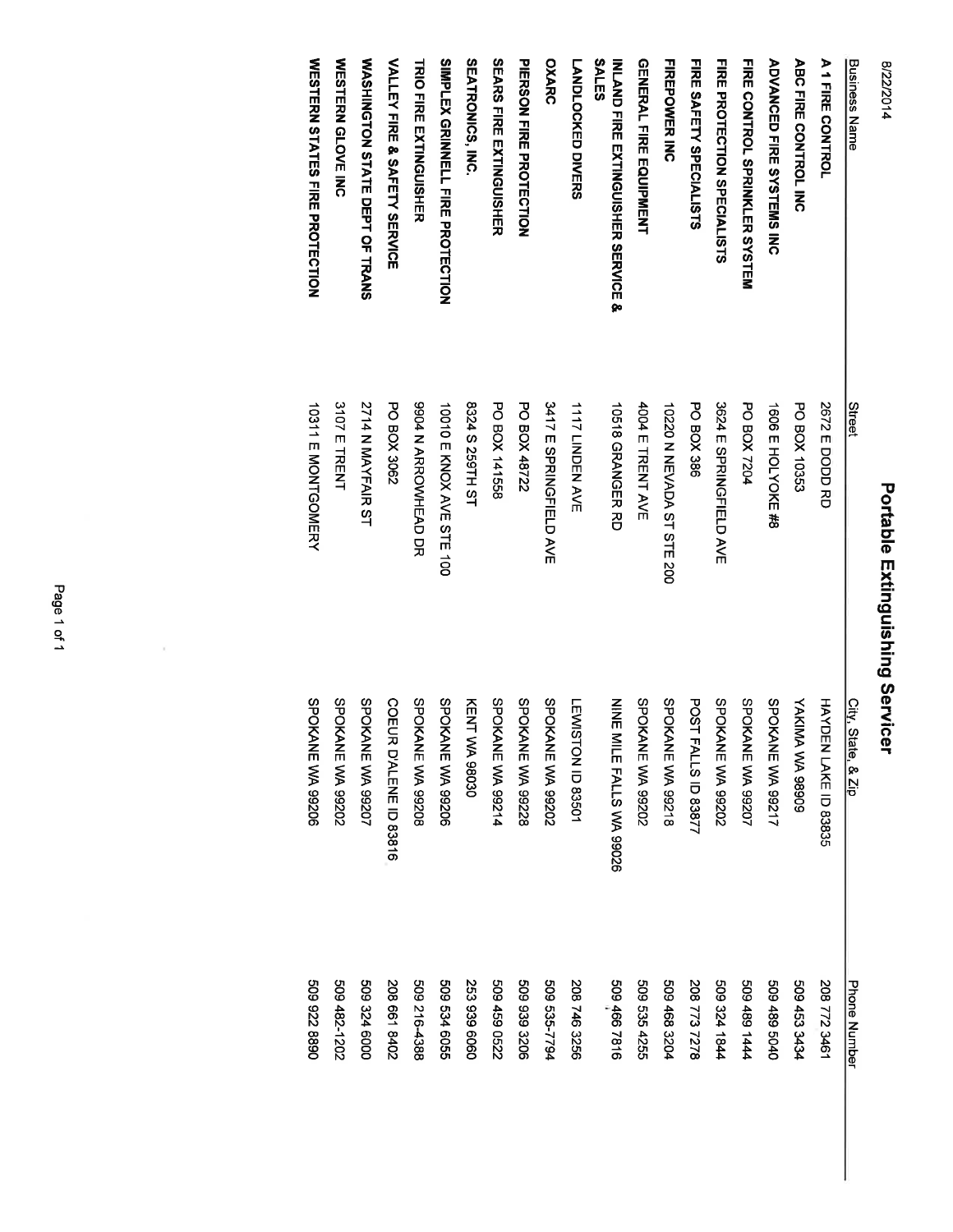8/22/2014

# Portable Extinguishing Servicer

| Business Name | Street | City, State, & Zip | Phone Number |
|---|---|---|---|
| A 1 FIRE CONTROL | 2672 E DODD RD | HAYDEN LAKE ID 83835 | 208 772 3461 |
| ABC FIRE CONTROL INC | PO BOX 10353 | YAKIMA WA 98909 | 509 453 3434 |
| ADVANCED FIRE SYSTEMS INC | 1606 E HOLYOKE #8 | SPOKANE WA 99217 | 509 489 5040 |
| FIRE CONTROL SPRINKLER SYSTEM | PO BOX 7204 | SPOKANE WA 99207 | 509 489 1444 |
| FIRE PROTECTION SPECIALISTS | 3624 E SPRINGFIELD AVE | SPOKANE WA 99202 | 509 324 1844 |
| FIRE SAFETY SPECIALISTS | PO BOX 386 | POST FALLS ID 83877 | 208 773 7278 |
| FIREPOWER INC | 10220 N NEVADA ST STE 200 | SPOKANE WA 99218 | 509 468 3204 |
| GENERAL FIRE EQUIPMENT | 4004 E TRENT AVE | SPOKANE WA 99202 | 509 535 4255 |
| INLAND FIRE EXTINGUISHER SERVICE & SALES | 10518 GRANGER RD | NINE MILE FALLS WA 99026 | 509 466 7816 |
| LANDLOCKED DIVERS | 1117 LINDEN AVE | LEWISTON ID 83501 | 208 746 3256 |
| OXARC | 3417 E SPRINGFIELD AVE | SPOKANE WA 99202 | 509 535-7794 |
| PIERSON FIRE PROTECTION | PO BOX 48722 | SPOKANE WA 99228 | 509 939 3206 |
| SEARS FIRE EXTINGUISHER | PO BOX 141558 | SPOKANE WA 99214 | 509 459 0522 |
| SEATRONICS, INC. | 8324 S 259TH ST | KENT WA 98030 | 253 939 6060 |
| SIMPLEX GRINNELL FIRE PROTECTION | 10010 E KNOX AVE STE 100 | SPOKANE WA 99206 | 509 534 6055 |
| TRIO FIRE EXTINGUISHER | 9904 N ARROWHEAD DR | SPOKANE WA 99208 | 509 216-4388 |
| VALLEY FIRE & SAFETY SERVICE | PO BOX 3062 | COEUR DALENE ID 83816 | 208 661 8402 |
| WASHINGTON STATE DEPT OF TRANS | 2714 N MAYFAIR ST | SPOKANE WA 99207 | 509 324 6000 |
| WESTERN GLOVE INC | 3107 E TRENT | SPOKANE WA 99202 | 509 482-1202 |
| WESTERN STATES FIRE PROTECTION | 10311 E MONTGOMERY | SPOKANE WA 99206 | 509 922 8890 |